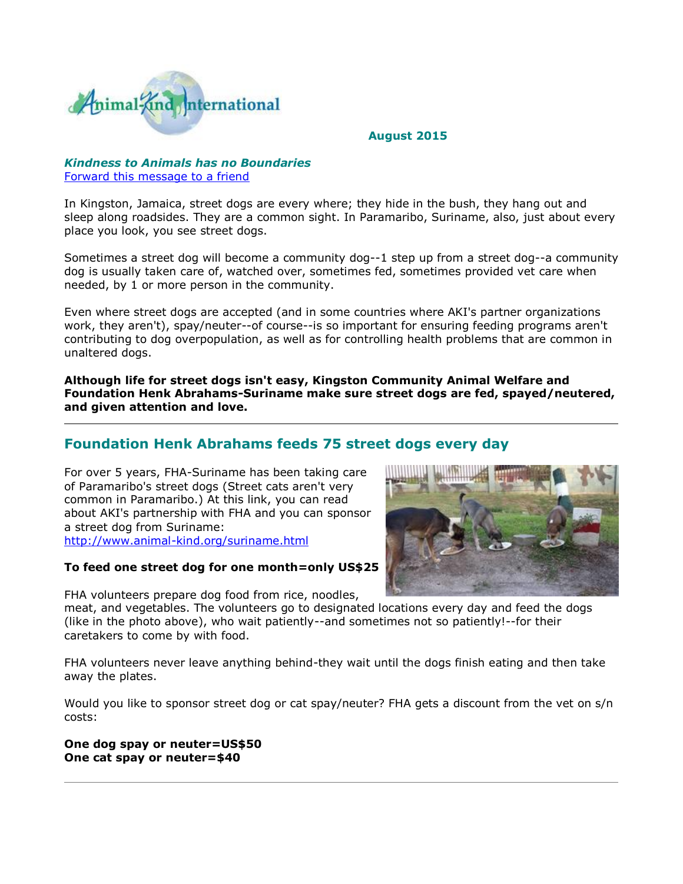Animal-Kind International

**August 2015**

***Kindness to Animals has no Boundaries***
[Forward this message to a friend]

In Kingston, Jamaica, street dogs are every where; they hide in the bush, they hang out and sleep along roadsides. They are a common sight. In Paramaribo, Suriname, also, just about every place you look, you see street dogs.

Sometimes a street dog will become a community dog--1 step up from a street dog--a community dog is usually taken care of, watched over, sometimes fed, sometimes provided vet care when needed, by 1 or more person in the community.

Even where street dogs are accepted (and in some countries where AKI's partner organizations work, they aren't), spay/neuter--of course--is so important for ensuring feeding programs aren't contributing to dog overpopulation, as well as for controlling health problems that are common in unaltered dogs.

**Although life for street dogs isn't easy, Kingston Community Animal Welfare and Foundation Henk Abrahams-Suriname make sure street dogs are fed, spayed/neutered, and given attention and love.**

---

## Foundation Henk Abrahams feeds 75 street dogs every day

For over 5 years, FHA-Suriname has been taking care of Paramaribo's street dogs (Street cats aren't very common in Paramaribo.) At this link, you can read about AKI's partnership with FHA and you can sponsor a street dog from Suriname:
http://www.animal-kind.org/suriname.html

**To feed one street dog for one month=only US$25**

FHA volunteers prepare dog food from rice, noodles, meat, and vegetables. The volunteers go to designated locations every day and feed the dogs (like in the photo above), who wait patiently--and sometimes not so patiently!--for their caretakers to come by with food.

FHA volunteers never leave anything behind-they wait until the dogs finish eating and then take away the plates.

Would you like to sponsor street dog or cat spay/neuter? FHA gets a discount from the vet on s/n costs:

**One dog spay or neuter=US$50**
**One cat spay or neuter=$40**

---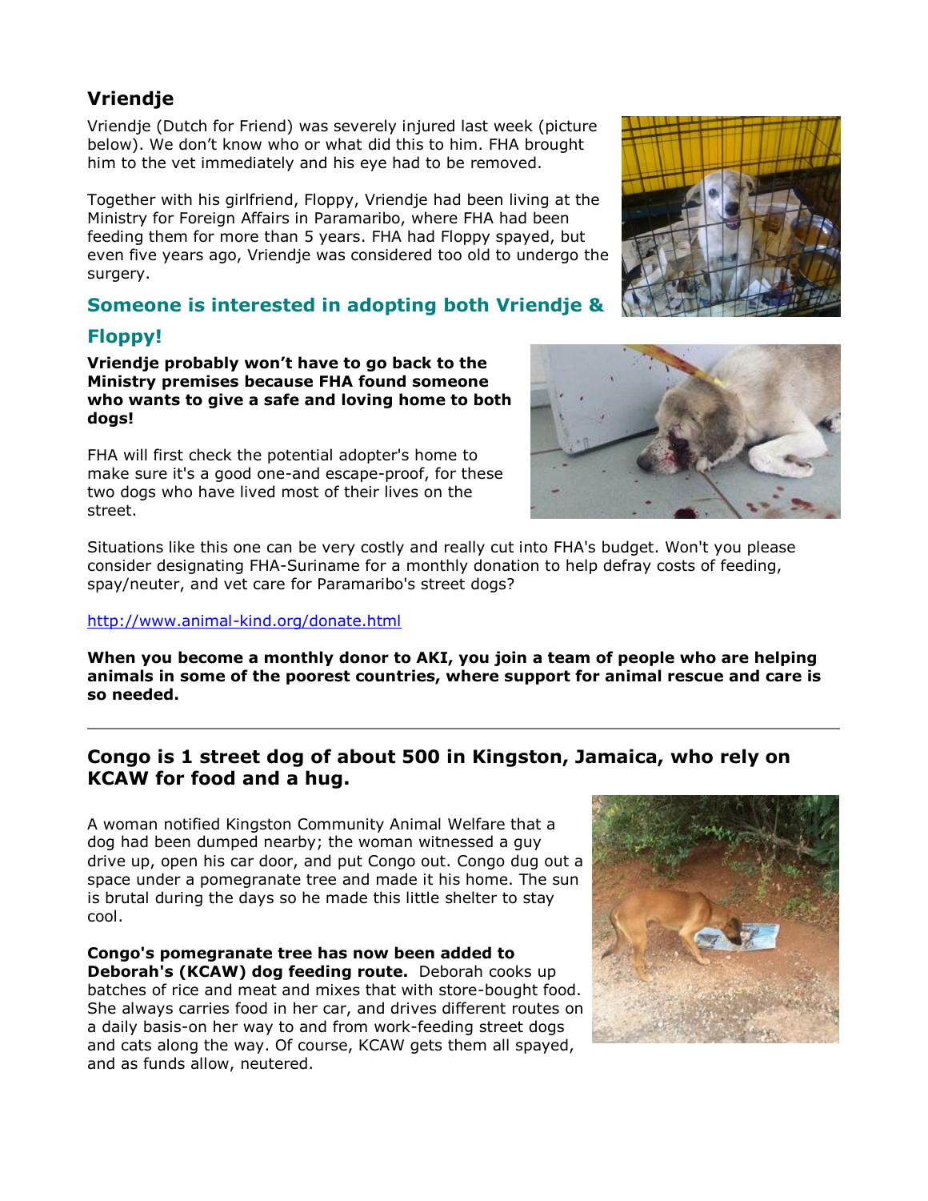## Vriendje

Vriendje (Dutch for Friend) was severely injured last week (picture below). We don't know who or what did this to him. FHA brought him to the vet immediately and his eye had to be removed.

Together with his girlfriend, Floppy, Vriendje had been living at the Ministry for Foreign Affairs in Paramaribo, where FHA had been feeding them for more than 5 years. FHA had Floppy spayed, but even five years ago, Vriendje was considered too old to undergo the surgery.

### Someone is interested in adopting both Vriendje & Floppy!

**Vriendje probably won't have to go back to the Ministry premises because FHA found someone who wants to give a safe and loving home to both dogs!**

FHA will first check the potential adopter's home to make sure it's a good one-and escape-proof, for these two dogs who have lived most of their lives on the street.

Situations like this one can be very costly and really cut into FHA's budget. Won't you please consider designating FHA-Suriname for a monthly donation to help defray costs of feeding, spay/neuter, and vet care for Paramaribo's street dogs?

http://www.animal-kind.org/donate.html

**When you become a monthly donor to AKI, you join a team of people who are helping animals in some of the poorest countries, where support for animal rescue and care is so needed.**

---

## Congo is 1 street dog of about 500 in Kingston, Jamaica, who rely on KCAW for food and a hug.

A woman notified Kingston Community Animal Welfare that a dog had been dumped nearby; the woman witnessed a guy drive up, open his car door, and put Congo out. Congo dug out a space under a pomegranate tree and made it his home. The sun is brutal during the days so he made this little shelter to stay cool.

**Congo's pomegranate tree has now been added to Deborah's (KCAW) dog feeding route.** Deborah cooks up batches of rice and meat and mixes that with store-bought food. She always carries food in her car, and drives different routes on a daily basis-on her way to and from work-feeding street dogs and cats along the way. Of course, KCAW gets them all spayed, and as funds allow, neutered.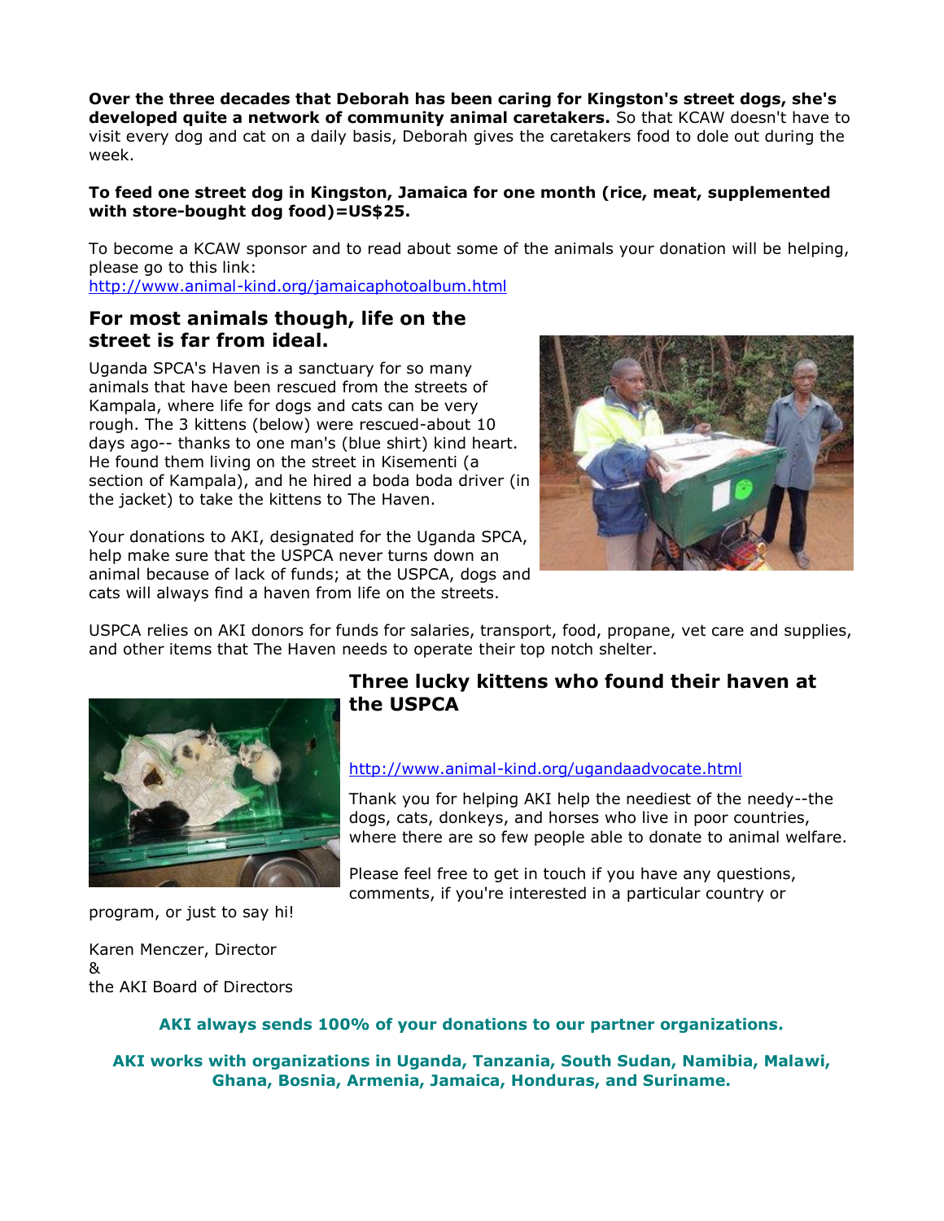**Over the three decades that Deborah has been caring for Kingston's street dogs, she's developed quite a network of community animal caretakers.** So that KCAW doesn't have to visit every dog and cat on a daily basis, Deborah gives the caretakers food to dole out during the week.

**To feed one street dog in Kingston, Jamaica for one month (rice, meat, supplemented with store-bought dog food)=US$25.**

To become a KCAW sponsor and to read about some of the animals your donation will be helping, please go to this link:
http://www.animal-kind.org/jamaicaphotoalbum.html

## For most animals though, life on the street is far from ideal.

Uganda SPCA's Haven is a sanctuary for so many animals that have been rescued from the streets of Kampala, where life for dogs and cats can be very rough. The 3 kittens (below) were rescued-about 10 days ago-- thanks to one man's (blue shirt) kind heart. He found them living on the street in Kisementi (a section of Kampala), and he hired a boda boda driver (in the jacket) to take the kittens to The Haven.

Your donations to AKI, designated for the Uganda SPCA, help make sure that the USPCA never turns down an animal because of lack of funds; at the USPCA, dogs and cats will always find a haven from life on the streets.

USPCA relies on AKI donors for funds for salaries, transport, food, propane, vet care and supplies, and other items that The Haven needs to operate their top notch shelter.

## Three lucky kittens who found their haven at the USPCA

http://www.animal-kind.org/ugandaadvocate.html

Thank you for helping AKI help the neediest of the needy--the dogs, cats, donkeys, and horses who live in poor countries, where there are so few people able to donate to animal welfare.

Please feel free to get in touch if you have any questions, comments, if you're interested in a particular country or program, or just to say hi!

Karen Menczer, Director
&
the AKI Board of Directors

**AKI always sends 100% of your donations to our partner organizations.**

**AKI works with organizations in Uganda, Tanzania, South Sudan, Namibia, Malawi, Ghana, Bosnia, Armenia, Jamaica, Honduras, and Suriname.**